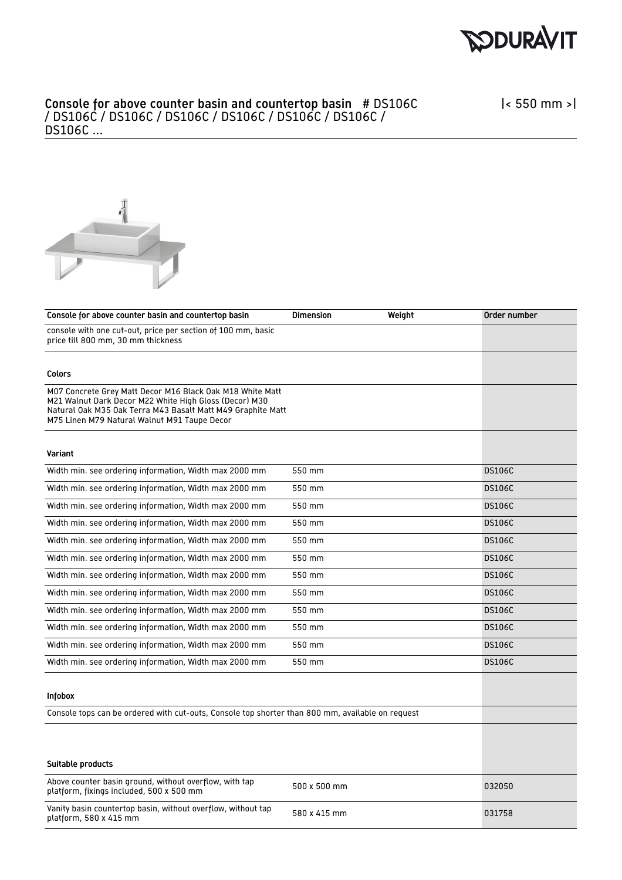# Console for above counter basin and countertop basin # DS106C / DS106C / DS106C / DS106C / DS106C / DS106C / DS106C / DS106C ...

|< 550 mm >|

| Console for above counter basin and countertop basin | Dimension | Weight | Order number |
|---|---|---|---|
| console with one cut-out, price per section of 100 mm, basic price till 800 mm, 30 mm thickness | | | |
| **Colors** | | | |
| M07 Concrete Grey Matt Decor M16 Black Oak M18 White Matt M21 Walnut Dark Decor M22 White High Gloss (Decor) M30 Natural Oak M35 Oak Terra M43 Basalt Matt M49 Graphite Matt M75 Linen M79 Natural Walnut M91 Taupe Decor | | | |
| **Variant** | | | |
| Width min. see ordering information, Width max 2000 mm | 550 mm | | DS106C |
| Width min. see ordering information, Width max 2000 mm | 550 mm | | DS106C |
| Width min. see ordering information, Width max 2000 mm | 550 mm | | DS106C |
| Width min. see ordering information, Width max 2000 mm | 550 mm | | DS106C |
| Width min. see ordering information, Width max 2000 mm | 550 mm | | DS106C |
| Width min. see ordering information, Width max 2000 mm | 550 mm | | DS106C |
| Width min. see ordering information, Width max 2000 mm | 550 mm | | DS106C |
| Width min. see ordering information, Width max 2000 mm | 550 mm | | DS106C |
| Width min. see ordering information, Width max 2000 mm | 550 mm | | DS106C |
| Width min. see ordering information, Width max 2000 mm | 550 mm | | DS106C |
| Width min. see ordering information, Width max 2000 mm | 550 mm | | DS106C |
| Width min. see ordering information, Width max 2000 mm | 550 mm | | DS106C |
| **Infobox** | | | |
| Console tops can be ordered with cut-outs, Console top shorter than 800 mm, available on request | | | |
| **Suitable products** | | | |
| Above counter basin ground, without overflow, with tap platform, fixings included, 500 x 500 mm | 500 x 500 mm | | 032050 |
| Vanity basin countertop basin, without overflow, without tap platform, 580 x 415 mm | 580 x 415 mm | | 031758 |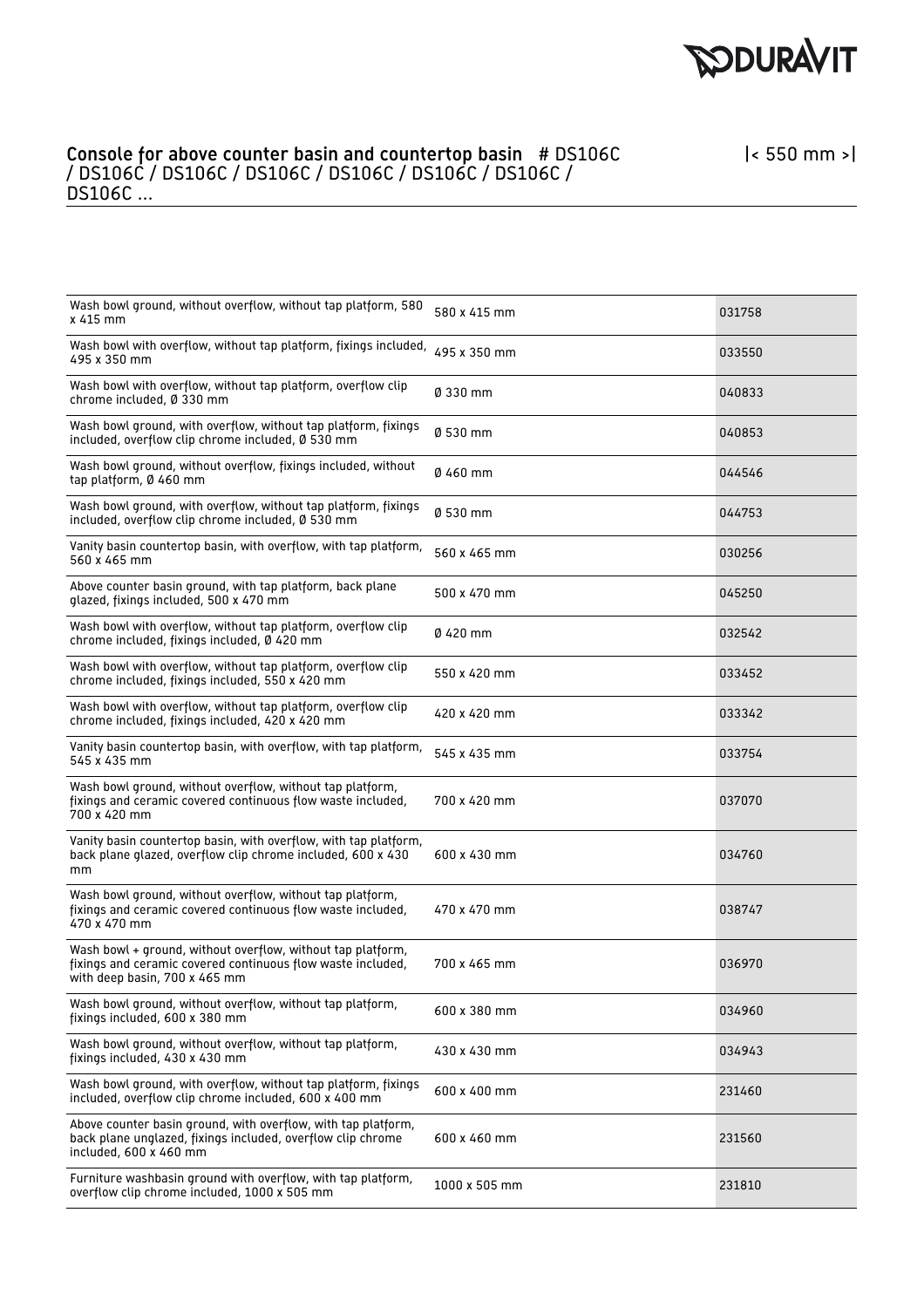## Console for above counter basin and countertop basin # DS106C / DS106C / DS106C / DS106C / DS106C / DS106C / DS106C / DS106C ...

|< 550 mm >|

| | | |
|---|---|---|
| Wash bowl ground, without overflow, without tap platform, 580 x 415 mm | 580 x 415 mm | 031758 |
| Wash bowl with overflow, without tap platform, fixings included, 495 x 350 mm | 495 x 350 mm | 033550 |
| Wash bowl with overflow, without tap platform, overflow clip chrome included, Ø 330 mm | Ø 330 mm | 040833 |
| Wash bowl ground, with overflow, without tap platform, fixings included, overflow clip chrome included, Ø 530 mm | Ø 530 mm | 040853 |
| Wash bowl ground, without overflow, fixings included, without tap platform, Ø 460 mm | Ø 460 mm | 044546 |
| Wash bowl ground, with overflow, without tap platform, fixings included, overflow clip chrome included, Ø 530 mm | Ø 530 mm | 044753 |
| Vanity basin countertop basin, with overflow, with tap platform, 560 x 465 mm | 560 x 465 mm | 030256 |
| Above counter basin ground, with tap platform, back plane glazed, fixings included, 500 x 470 mm | 500 x 470 mm | 045250 |
| Wash bowl with overflow, without tap platform, overflow clip chrome included, fixings included, Ø 420 mm | Ø 420 mm | 032542 |
| Wash bowl with overflow, without tap platform, overflow clip chrome included, fixings included, 550 x 420 mm | 550 x 420 mm | 033452 |
| Wash bowl with overflow, without tap platform, overflow clip chrome included, fixings included, 420 x 420 mm | 420 x 420 mm | 033342 |
| Vanity basin countertop basin, with overflow, with tap platform, 545 x 435 mm | 545 x 435 mm | 033754 |
| Wash bowl ground, without overflow, without tap platform, fixings and ceramic covered continuous flow waste included, 700 x 420 mm | 700 x 420 mm | 037070 |
| Vanity basin countertop basin, with overflow, with tap platform, back plane glazed, overflow clip chrome included, 600 x 430 mm | 600 x 430 mm | 034760 |
| Wash bowl ground, without overflow, without tap platform, fixings and ceramic covered continuous flow waste included, 470 x 470 mm | 470 x 470 mm | 038747 |
| Wash bowl + ground, without overflow, without tap platform, fixings and ceramic covered continuous flow waste included, with deep basin, 700 x 465 mm | 700 x 465 mm | 036970 |
| Wash bowl ground, without overflow, without tap platform, fixings included, 600 x 380 mm | 600 x 380 mm | 034960 |
| Wash bowl ground, without overflow, without tap platform, fixings included, 430 x 430 mm | 430 x 430 mm | 034943 |
| Wash bowl ground, with overflow, without tap platform, fixings included, overflow clip chrome included, 600 x 400 mm | 600 x 400 mm | 231460 |
| Above counter basin ground, with overflow, with tap platform, back plane unglazed, fixings included, overflow clip chrome included, 600 x 460 mm | 600 x 460 mm | 231560 |
| Furniture washbasin ground with overflow, with tap platform, overflow clip chrome included, 1000 x 505 mm | 1000 x 505 mm | 231810 |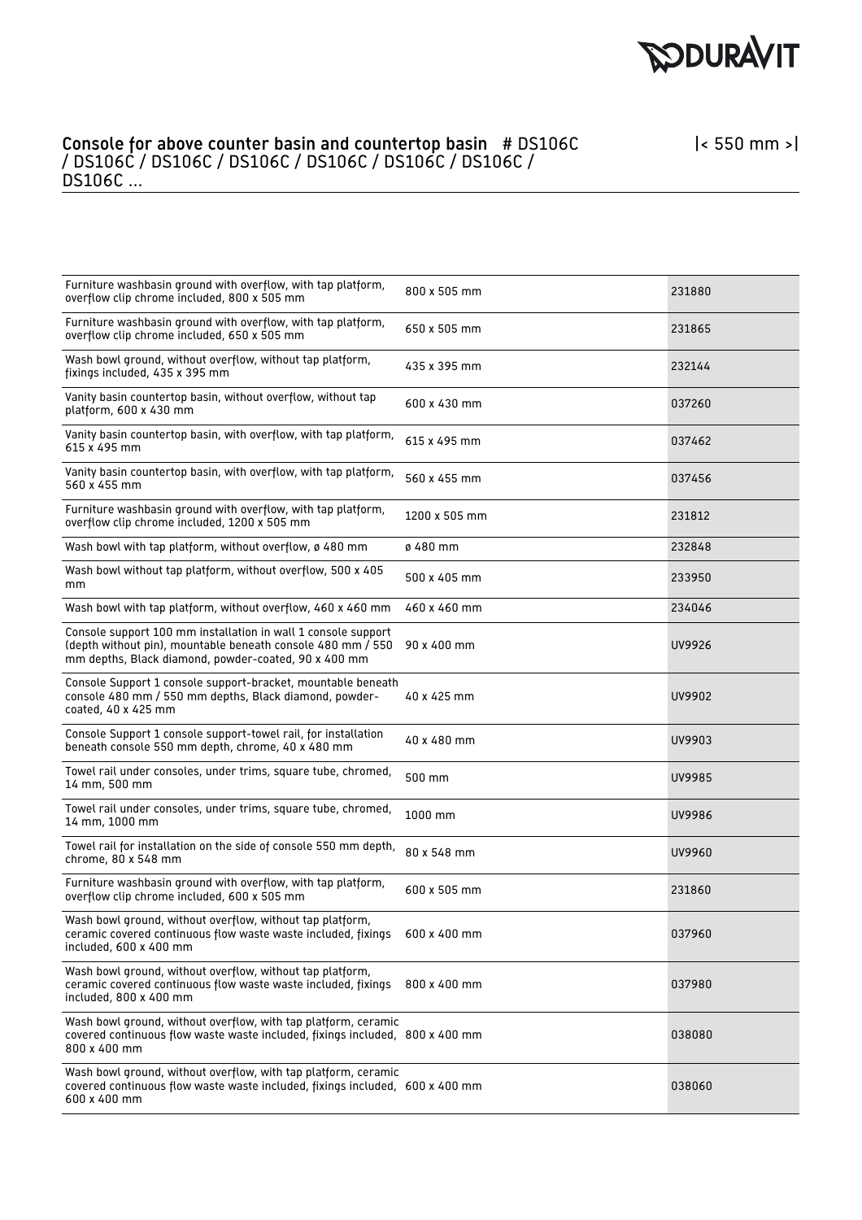## Console for above counter basin and countertop basin # DS106C / DS106C / DS106C / DS106C / DS106C / DS106C / DS106C / DS106C ...

|< 550 mm >|

| | | |
|---|---|---|
| Furniture washbasin ground with overflow, with tap platform, overflow clip chrome included, 800 x 505 mm | 800 x 505 mm | 231880 |
| Furniture washbasin ground with overflow, with tap platform, overflow clip chrome included, 650 x 505 mm | 650 x 505 mm | 231865 |
| Wash bowl ground, without overflow, without tap platform, fixings included, 435 x 395 mm | 435 x 395 mm | 232144 |
| Vanity basin countertop basin, without overflow, without tap platform, 600 x 430 mm | 600 x 430 mm | 037260 |
| Vanity basin countertop basin, with overflow, with tap platform, 615 x 495 mm | 615 x 495 mm | 037462 |
| Vanity basin countertop basin, with overflow, with tap platform, 560 x 455 mm | 560 x 455 mm | 037456 |
| Furniture washbasin ground with overflow, with tap platform, overflow clip chrome included, 1200 x 505 mm | 1200 x 505 mm | 231812 |
| Wash bowl with tap platform, without overflow, ø 480 mm | ø 480 mm | 232848 |
| Wash bowl without tap platform, without overflow, 500 x 405 mm | 500 x 405 mm | 233950 |
| Wash bowl with tap platform, without overflow, 460 x 460 mm | 460 x 460 mm | 234046 |
| Console support 100 mm installation in wall 1 console support (depth without pin), mountable beneath console 480 mm / 550 mm depths, Black diamond, powder-coated, 90 x 400 mm | 90 x 400 mm | UV9926 |
| Console Support 1 console support-bracket, mountable beneath console 480 mm / 550 mm depths, Black diamond, powder-coated, 40 x 425 mm | 40 x 425 mm | UV9902 |
| Console Support 1 console support-towel rail, for installation beneath console 550 mm depth, chrome, 40 x 480 mm | 40 x 480 mm | UV9903 |
| Towel rail under consoles, under trims, square tube, chromed, 14 mm, 500 mm | 500 mm | UV9985 |
| Towel rail under consoles, under trims, square tube, chromed, 14 mm, 1000 mm | 1000 mm | UV9986 |
| Towel rail for installation on the side of console 550 mm depth, chrome, 80 x 548 mm | 80 x 548 mm | UV9960 |
| Furniture washbasin ground with overflow, with tap platform, overflow clip chrome included, 600 x 505 mm | 600 x 505 mm | 231860 |
| Wash bowl ground, without overflow, without tap platform, ceramic covered continuous flow waste waste included, fixings included, 600 x 400 mm | 600 x 400 mm | 037960 |
| Wash bowl ground, without overflow, without tap platform, ceramic covered continuous flow waste waste included, fixings included, 800 x 400 mm | 800 x 400 mm | 037980 |
| Wash bowl ground, without overflow, with tap platform, ceramic covered continuous flow waste waste included, fixings included, 800 x 400 mm | 800 x 400 mm | 038080 |
| Wash bowl ground, without overflow, with tap platform, ceramic covered continuous flow waste waste included, fixings included, 600 x 400 mm | 600 x 400 mm | 038060 |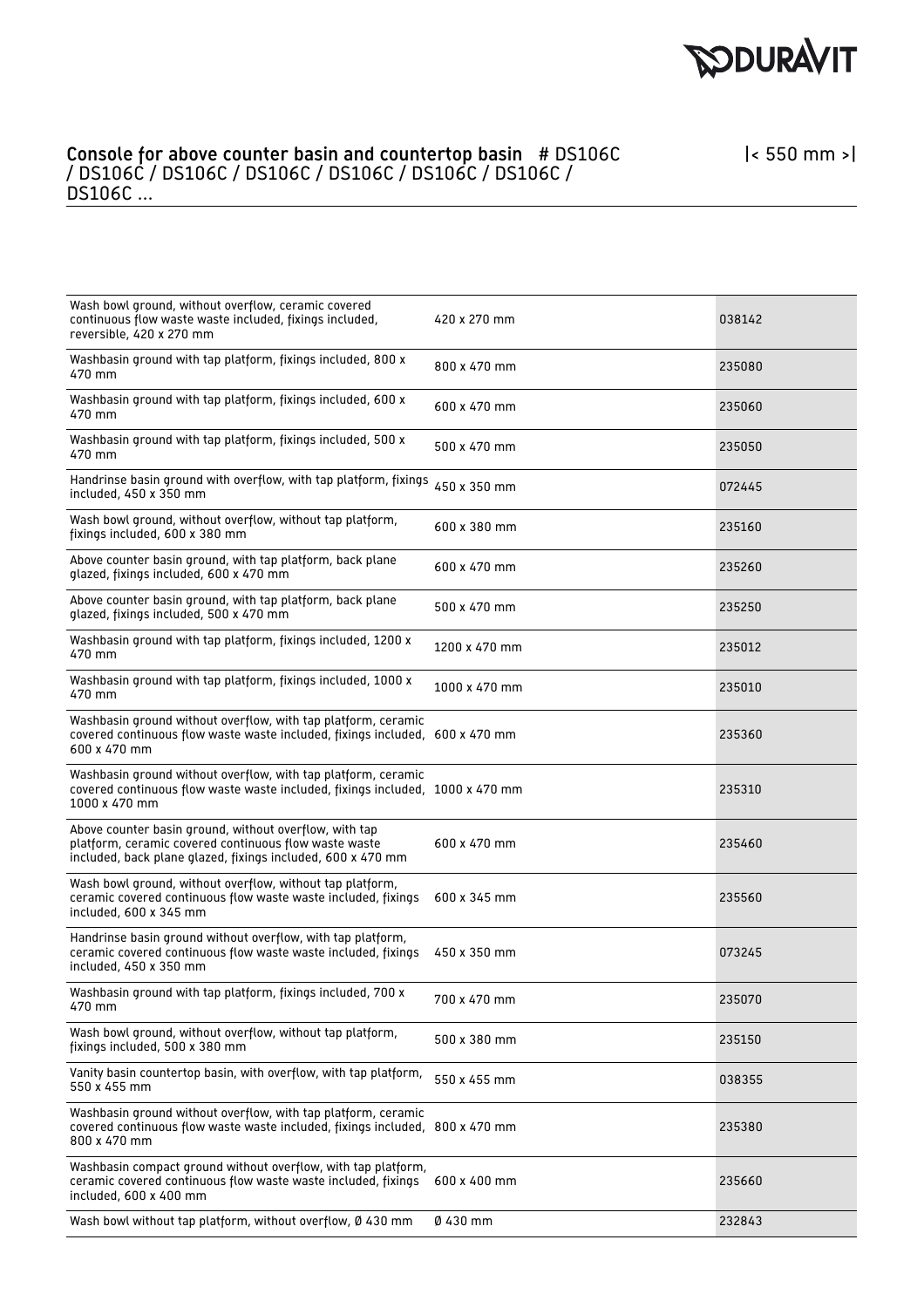## Console for above counter basin and countertop basin # DS106C / DS106C / DS106C / DS106C / DS106C / DS106C / DS106C / DS106C ...

|< 550 mm >|

| | | |
|---|---|---|
| Wash bowl ground, without overflow, ceramic covered continuous flow waste waste included, fixings included, reversible, 420 x 270 mm | 420 x 270 mm | 038142 |
| Washbasin ground with tap platform, fixings included, 800 x 470 mm | 800 x 470 mm | 235080 |
| Washbasin ground with tap platform, fixings included, 600 x 470 mm | 600 x 470 mm | 235060 |
| Washbasin ground with tap platform, fixings included, 500 x 470 mm | 500 x 470 mm | 235050 |
| Handrinse basin ground with overflow, with tap platform, fixings included, 450 x 350 mm | 450 x 350 mm | 072445 |
| Wash bowl ground, without overflow, without tap platform, fixings included, 600 x 380 mm | 600 x 380 mm | 235160 |
| Above counter basin ground, with tap platform, back plane glazed, fixings included, 600 x 470 mm | 600 x 470 mm | 235260 |
| Above counter basin ground, with tap platform, back plane glazed, fixings included, 500 x 470 mm | 500 x 470 mm | 235250 |
| Washbasin ground with tap platform, fixings included, 1200 x 470 mm | 1200 x 470 mm | 235012 |
| Washbasin ground with tap platform, fixings included, 1000 x 470 mm | 1000 x 470 mm | 235010 |
| Washbasin ground without overflow, with tap platform, ceramic covered continuous flow waste waste included, fixings included, 600 x 470 mm | 600 x 470 mm | 235360 |
| Washbasin ground without overflow, with tap platform, ceramic covered continuous flow waste waste included, fixings included, 1000 x 470 mm | 1000 x 470 mm | 235310 |
| Above counter basin ground, without overflow, with tap platform, ceramic covered continuous flow waste waste included, back plane glazed, fixings included, 600 x 470 mm | 600 x 470 mm | 235460 |
| Wash bowl ground, without overflow, without tap platform, ceramic covered continuous flow waste waste included, fixings included, 600 x 345 mm | 600 x 345 mm | 235560 |
| Handrinse basin ground without overflow, with tap platform, ceramic covered continuous flow waste waste included, fixings included, 450 x 350 mm | 450 x 350 mm | 073245 |
| Washbasin ground with tap platform, fixings included, 700 x 470 mm | 700 x 470 mm | 235070 |
| Wash bowl ground, without overflow, without tap platform, fixings included, 500 x 380 mm | 500 x 380 mm | 235150 |
| Vanity basin countertop basin, with overflow, with tap platform, 550 x 455 mm | 550 x 455 mm | 038355 |
| Washbasin ground without overflow, with tap platform, ceramic covered continuous flow waste waste included, fixings included, 800 x 470 mm | 800 x 470 mm | 235380 |
| Washbasin compact ground without overflow, with tap platform, ceramic covered continuous flow waste waste included, fixings included, 600 x 400 mm | 600 x 400 mm | 235660 |
| Wash bowl without tap platform, without overflow, Ø 430 mm | Ø 430 mm | 232843 |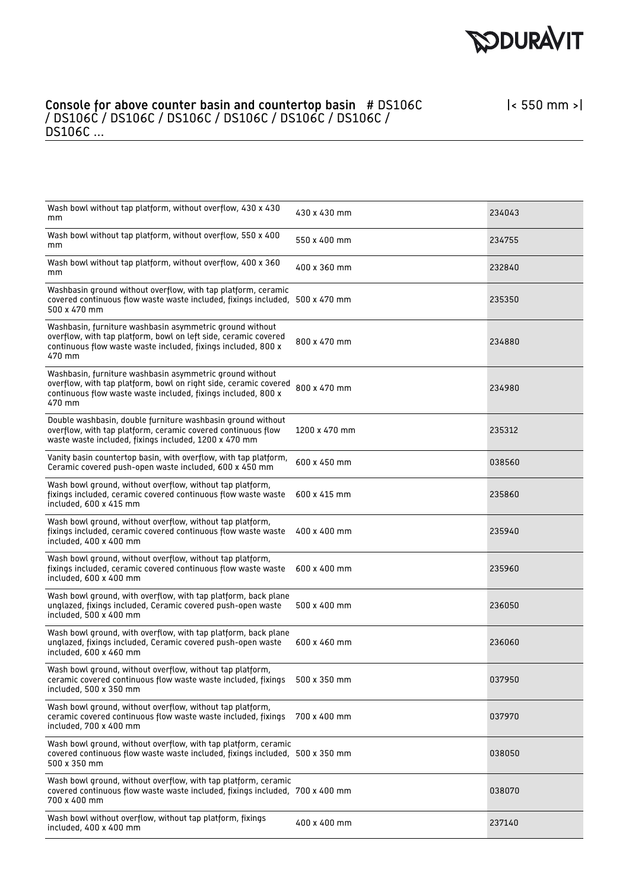## Console for above counter basin and countertop basin # DS106C / DS106C / DS106C / DS106C / DS106C / DS106C / DS106C / DS106C ...

|< 550 mm >|

| Description | Dimensions | Article |
|---|---|---|
| Wash bowl without tap platform, without overflow, 430 x 430 mm | 430 x 430 mm | 234043 |
| Wash bowl without tap platform, without overflow, 550 x 400 mm | 550 x 400 mm | 234755 |
| Wash bowl without tap platform, without overflow, 400 x 360 mm | 400 x 360 mm | 232840 |
| Washbasin ground without overflow, with tap platform, ceramic covered continuous flow waste waste included, fixings included, 500 x 470 mm | 500 x 470 mm | 235350 |
| Washbasin, furniture washbasin asymmetric ground without overflow, with tap platform, bowl on left side, ceramic covered continuous flow waste waste included, fixings included, 800 x 470 mm | 800 x 470 mm | 234880 |
| Washbasin, furniture washbasin asymmetric ground without overflow, with tap platform, bowl on right side, ceramic covered continuous flow waste waste included, fixings included, 800 x 470 mm | 800 x 470 mm | 234980 |
| Double washbasin, double furniture washbasin ground without overflow, with tap platform, ceramic covered continuous flow waste waste included, fixings included, 1200 x 470 mm | 1200 x 470 mm | 235312 |
| Vanity basin countertop basin, with overflow, with tap platform, Ceramic covered push-open waste included, 600 x 450 mm | 600 x 450 mm | 038560 |
| Wash bowl ground, without overflow, without tap platform, fixings included, ceramic covered continuous flow waste waste included, 600 x 415 mm | 600 x 415 mm | 235860 |
| Wash bowl ground, without overflow, without tap platform, fixings included, ceramic covered continuous flow waste waste included, 400 x 400 mm | 400 x 400 mm | 235940 |
| Wash bowl ground, without overflow, without tap platform, fixings included, ceramic covered continuous flow waste waste included, 600 x 400 mm | 600 x 400 mm | 235960 |
| Wash bowl ground, with overflow, with tap platform, back plane unglazed, fixings included, Ceramic covered push-open waste included, 500 x 400 mm | 500 x 400 mm | 236050 |
| Wash bowl ground, with overflow, with tap platform, back plane unglazed, fixings included, Ceramic covered push-open waste included, 600 x 460 mm | 600 x 460 mm | 236060 |
| Wash bowl ground, without overflow, without tap platform, ceramic covered continuous flow waste waste included, fixings included, 500 x 350 mm | 500 x 350 mm | 037950 |
| Wash bowl ground, without overflow, without tap platform, ceramic covered continuous flow waste waste included, fixings included, 700 x 400 mm | 700 x 400 mm | 037970 |
| Wash bowl ground, without overflow, with tap platform, ceramic covered continuous flow waste waste included, fixings included, 500 x 350 mm | 500 x 350 mm | 038050 |
| Wash bowl ground, without overflow, with tap platform, ceramic covered continuous flow waste waste included, fixings included, 700 x 400 mm | 700 x 400 mm | 038070 |
| Wash bowl without overflow, without tap platform, fixings included, 400 x 400 mm | 400 x 400 mm | 237140 |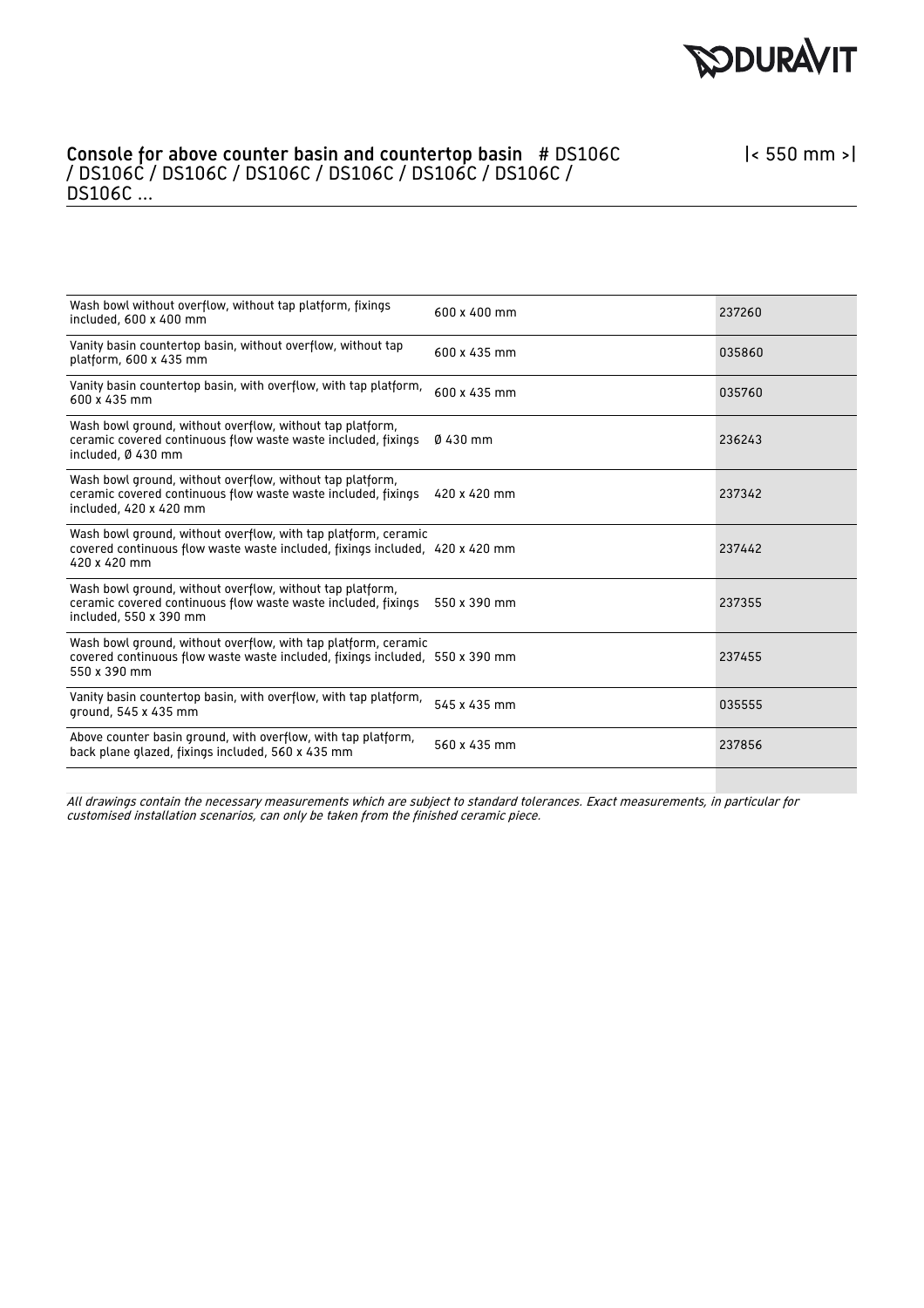## Console for above counter basin and countertop basin # DS106C / DS106C / DS106C / DS106C / DS106C / DS106C / DS106C / DS106C ...

|< 550 mm >|

| | | |
|---|---|---|
| Wash bowl without overflow, without tap platform, fixings included, 600 x 400 mm | 600 x 400 mm | 237260 |
| Vanity basin countertop basin, without overflow, without tap platform, 600 x 435 mm | 600 x 435 mm | 035860 |
| Vanity basin countertop basin, with overflow, with tap platform, 600 x 435 mm | 600 x 435 mm | 035760 |
| Wash bowl ground, without overflow, without tap platform, ceramic covered continuous flow waste waste included, fixings included, Ø 430 mm | Ø 430 mm | 236243 |
| Wash bowl ground, without overflow, without tap platform, ceramic covered continuous flow waste waste included, fixings included, 420 x 420 mm | 420 x 420 mm | 237342 |
| Wash bowl ground, without overflow, with tap platform, ceramic covered continuous flow waste waste included, fixings included, 420 x 420 mm | 420 x 420 mm | 237442 |
| Wash bowl ground, without overflow, without tap platform, ceramic covered continuous flow waste waste included, fixings included, 550 x 390 mm | 550 x 390 mm | 237355 |
| Wash bowl ground, without overflow, with tap platform, ceramic covered continuous flow waste waste included, fixings included, 550 x 390 mm | 550 x 390 mm | 237455 |
| Vanity basin countertop basin, with overflow, with tap platform, ground, 545 x 435 mm | 545 x 435 mm | 035555 |
| Above counter basin ground, with overflow, with tap platform, back plane glazed, fixings included, 560 x 435 mm | 560 x 435 mm | 237856 |

*All drawings contain the necessary measurements which are subject to standard tolerances. Exact measurements, in particular for customised installation scenarios, can only be taken from the finished ceramic piece.*